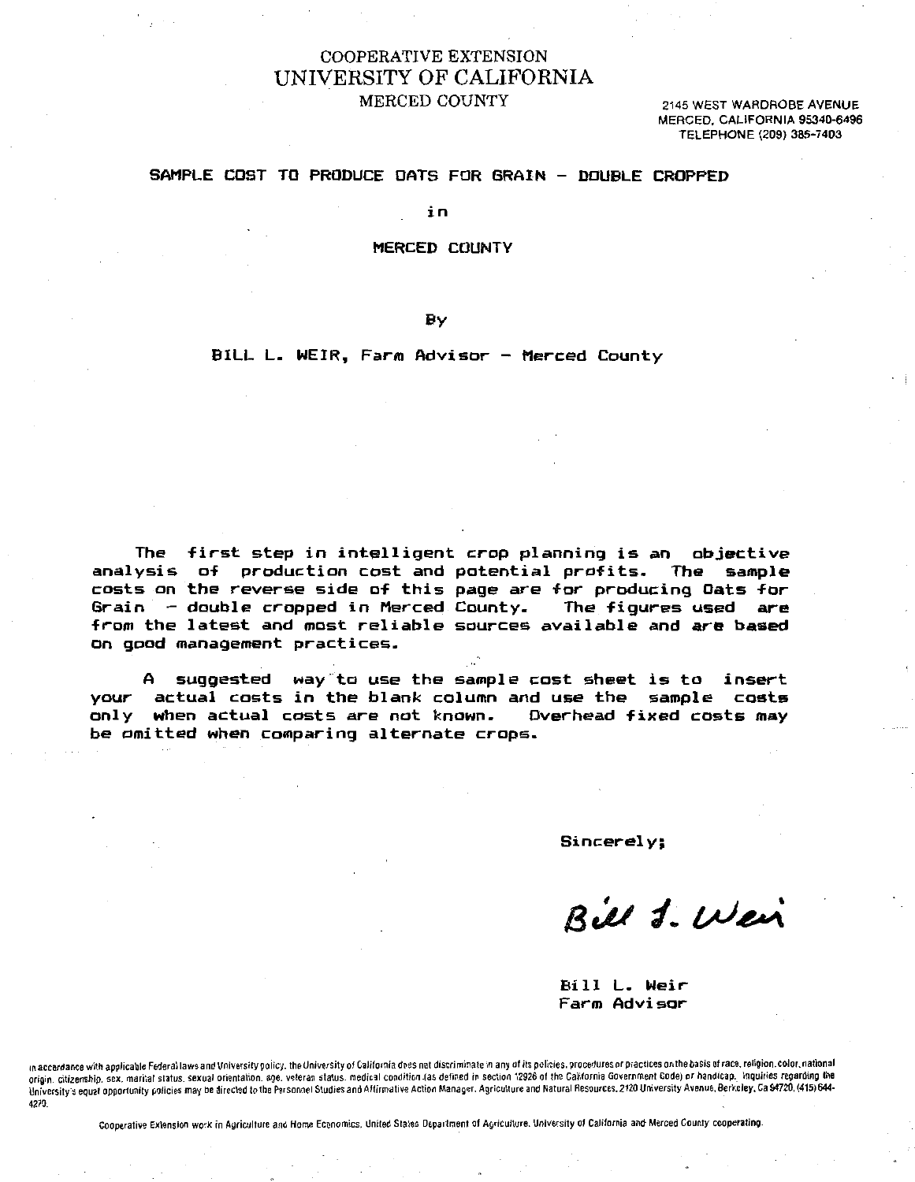COOPERATIVE EXTENSION

UNIVERSITY OF CALIFORNIA

MERCED COUNTY

2145 WEST WARDROBE AVENUE
MERCED, CALIFORNIA 95340-6496
TELEPHONE (209) 385-7403

# SAMPLE COST TO PRODUCE OATS FOR GRAIN - DOUBLE CROPPED

in

MERCED COUNTY

By

BILL L. WEIR, Farm Advisor - Merced County

The first step in intelligent crop planning is an objective analysis of production cost and potential profits. The sample costs on the reverse side of this page are for producing Oats for Grain - double cropped in Merced County. The figures used are from the latest and most reliable sources available and are based on good management practices.

A suggested way to use the sample cost sheet is to insert your actual costs in the blank column and use the sample costs only when actual costs are not known. Overhead fixed costs may be omitted when comparing alternate crops.

Sincerely;

Bill L. Weir

Bill L. Weir
Farm Advisor

In accordance with applicable Federal laws and University policy, the University of California does not discriminate in any of its policies, procedures or practices on the basis of race, religion, color, national origin, citizenship, sex, marital status, sexual orientation, age, veteran status, medical condition (as defined in section 12926 of the California Government Code) or handicap. Inquiries regarding the University's equal opportunity policies may be directed to the Personnel Studies and Affirmative Action Manager, Agriculture and Natural Resources, 2120 University Avenue, Berkeley, Ca 94720, (415) 644-4270.

Cooperative Extension work in Agriculture and Home Economics, United States Department of Agriculture, University of California and Merced County cooperating.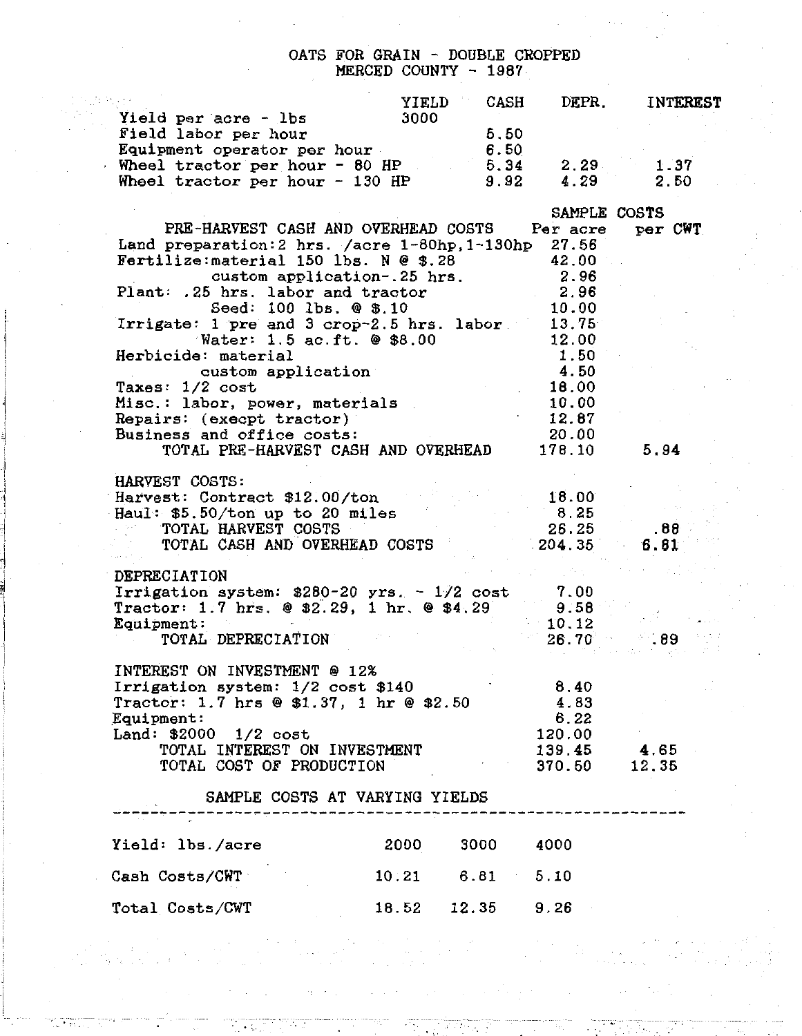# OATS FOR GRAIN - DOUBLE CROPPED
## MERCED COUNTY - 1987

| | YIELD | CASH | DEPR. | INTEREST |
|---|---|---|---|---|
| Yield per acre - lbs | 3000 | | | |
| Field labor per hour | | 5.50 | | |
| Equipment operator per hour | | 6.50 | | |
| Wheel tractor per hour - 80 HP | | 5.34 | 2.29 | 1.37 |
| Wheel tractor per hour - 130 HP | | 9.92 | 4.29 | 2.50 |

| | SAMPLE COSTS Per acre | per CWT |
|---|---|---|
| **PRE-HARVEST CASH AND OVERHEAD COSTS** | | |
| Land preparation:2 hrs. /acre 1-80hp,1-130hp | 27.56 | |
| Fertilize:material 150 lbs. N @ $.28 | 42.00 | |
| custom application-.25 hrs. | 2.96 | |
| Plant: .25 hrs. labor and tractor | 2.96 | |
| Seed: 100 lbs. @ $.10 | 10.00 | |
| Irrigate: 1 pre and 3 crop-2.5 hrs. labor | 13.75 | |
| Water: 1.5 ac.ft. @ $8.00 | 12.00 | |
| Herbicide: material | 1.50 | |
| custom application | 4.50 | |
| Taxes: 1/2 cost | 18.00 | |
| Misc.: labor, power, materials | 10.00 | |
| Repairs: (execpt tractor) | 12.87 | |
| Business and office costs: | 20.00 | |
| TOTAL PRE-HARVEST CASH AND OVERHEAD | 178.10 | 5.94 |
| **HARVEST COSTS:** | | |
| Harvest: Contract $12.00/ton | 18.00 | |
| Haul: $5.50/ton up to 20 miles | 8.25 | |
| TOTAL HARVEST COSTS | 26.25 | .88 |
| TOTAL CASH AND OVERHEAD COSTS | 204.35 | 6.81 |
| **DEPRECIATION** | | |
| Irrigation system: $280-20 yrs. - 1/2 cost | 7.00 | |
| Tractor: 1.7 hrs. @ $2.29, 1 hr. @ $4.29 | 9.58 | |
| Equipment: | 10.12 | |
| TOTAL DEPRECIATION | 26.70 | .89 |
| **INTEREST ON INVESTMENT @ 12%** | | |
| Irrigation system: 1/2 cost $140 | 8.40 | |
| Tractor: 1.7 hrs @ $1.37, 1 hr @ $2.50 | 4.83 | |
| Equipment: | 6.22 | |
| Land: $2000 1/2 cost | 120.00 | |
| TOTAL INTEREST ON INVESTMENT | 139.45 | 4.65 |
| TOTAL COST OF PRODUCTION | 370.50 | 12.35 |

## SAMPLE COSTS AT VARYING YIELDS

| Yield: lbs./acre | 2000 | 3000 | 4000 |
|---|---|---|---|
| Cash Costs/CWT | 10.21 | 6.81 | 5.10 |
| Total Costs/CWT | 18.52 | 12.35 | 9.26 |